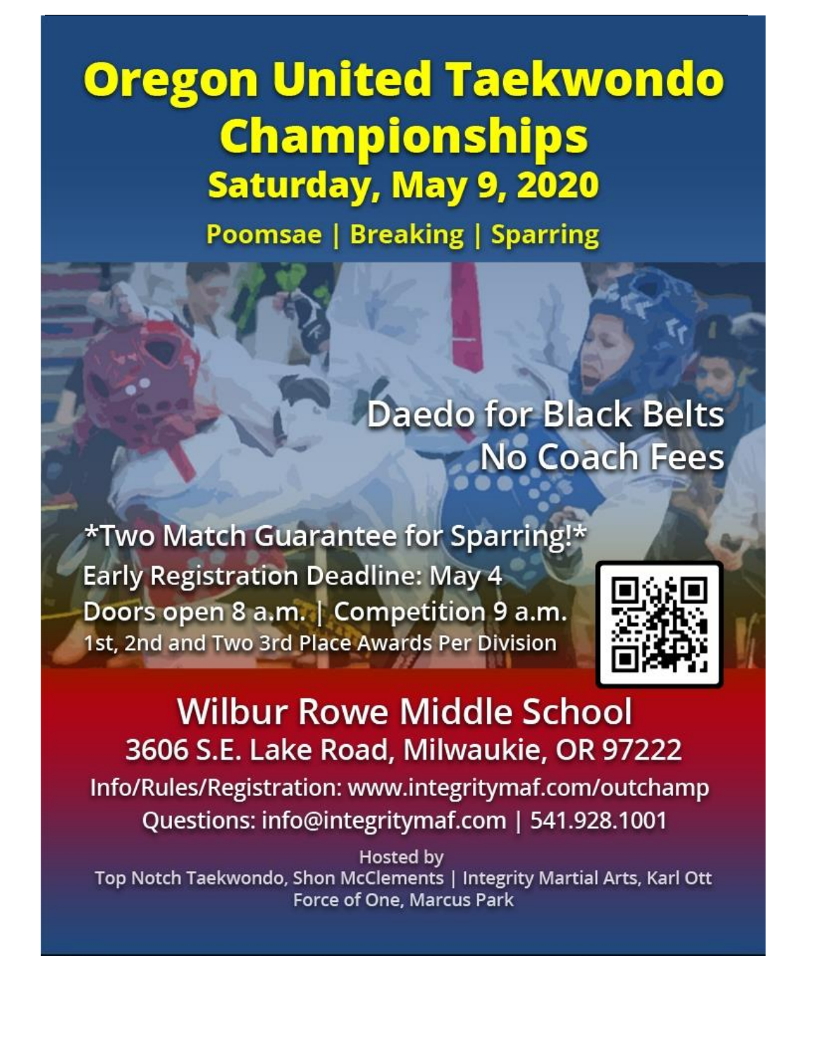# Oregon United Taekwondo Championships

## Saturday, May 9, 2020

**Poomsae | Breaking | Sparring**

Daedo for Black Belts
No Coach Fees

*Two Match Guarantee for Sparring!*

Early Registration Deadline: May 4

Doors open 8 a.m. | Competition 9 a.m.

1st, 2nd and Two 3rd Place Awards Per Division

## Wilbur Rowe Middle School

3606 S.E. Lake Road, Milwaukie, OR 97222

Info/Rules/Registration: www.integritymaf.com/outchamp

Questions: info@integritymaf.com | 541.928.1001

Hosted by

Top Notch Taekwondo, Shon McClements | Integrity Martial Arts, Karl Ott

Force of One, Marcus Park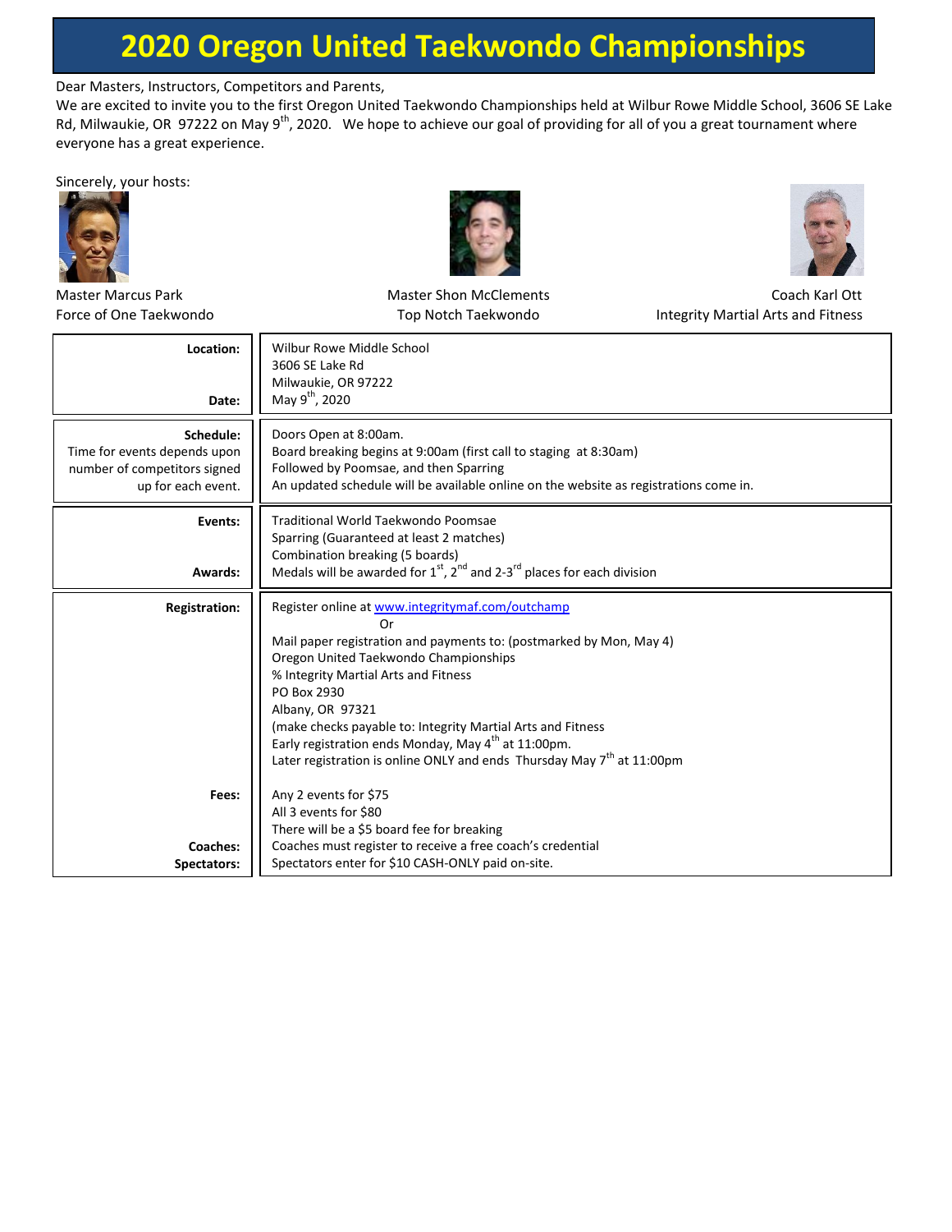# 2020 Oregon United Taekwondo Championships

Dear Masters, Instructors, Competitors and Parents,

We are excited to invite you to the first Oregon United Taekwondo Championships held at Wilbur Rowe Middle School, 3606 SE Lake Rd, Milwaukie, OR 97222 on May 9th, 2020. We hope to achieve our goal of providing for all of you a great tournament where everyone has a great experience.

Sincerely, your hosts:

Master Marcus Park
Force of One Taekwondo

Master Shon McClements
Top Notch Taekwondo

Coach Karl Ott
Integrity Martial Arts and Fitness

| | |
|---|---|
| **Location:** | Wilbur Rowe Middle School<br>3606 SE Lake Rd<br>Milwaukie, OR 97222 |
| **Date:** | May 9th, 2020 |
| **Schedule:**<br>Time for events depends upon number of competitors signed up for each event. | Doors Open at 8:00am.<br>Board breaking begins at 9:00am (first call to staging at 8:30am)<br>Followed by Poomsae, and then Sparring<br>An updated schedule will be available online on the website as registrations come in. |
| **Events:** | Traditional World Taekwondo Poomsae<br>Sparring (Guaranteed at least 2 matches)<br>Combination breaking (5 boards) |
| **Awards:** | Medals will be awarded for 1st, 2nd and 2-3rd places for each division |
| **Registration:** | Register online at www.integritymaf.com/outchamp<br>Or<br>Mail paper registration and payments to: (postmarked by Mon, May 4)<br>Oregon United Taekwondo Championships<br>% Integrity Martial Arts and Fitness<br>PO Box 2930<br>Albany, OR 97321<br>(make checks payable to: Integrity Martial Arts and Fitness<br>Early registration ends Monday, May 4th at 11:00pm.<br>Later registration is online ONLY and ends Thursday May 7th at 11:00pm |
| **Fees:** | Any 2 events for $75<br>All 3 events for $80<br>There will be a $5 board fee for breaking |
| **Coaches:** | Coaches must register to receive a free coach's credential |
| **Spectators:** | Spectators enter for $10 CASH-ONLY paid on-site. |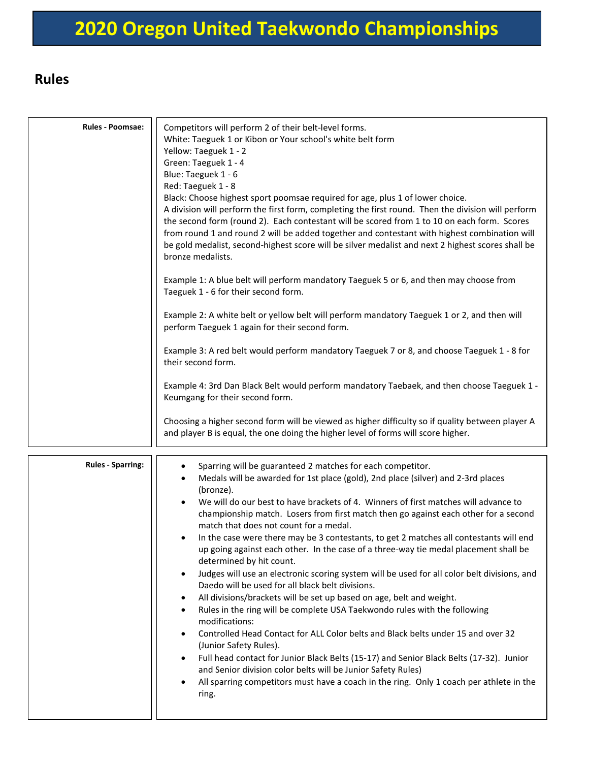# 2020 Oregon United Taekwondo Championships

## Rules

| | |
|---|---|
| **Rules - Poomsae:** | Competitors will perform 2 of their belt-level forms.<br>White: Taeguek 1 or Kibon or Your school's white belt form<br>Yellow: Taeguek 1 - 2<br>Green: Taeguek 1 - 4<br>Blue: Taeguek 1 - 6<br>Red: Taeguek 1 - 8<br>Black: Choose highest sport poomsae required for age, plus 1 of lower choice.<br>A division will perform the first form, completing the first round. Then the division will perform the second form (round 2). Each contestant will be scored from 1 to 10 on each form. Scores from round 1 and round 2 will be added together and contestant with highest combination will be gold medalist, second-highest score will be silver medalist and next 2 highest scores shall be bronze medalists.<br><br>Example 1: A blue belt will perform mandatory Taeguek 5 or 6, and then may choose from Taeguek 1 - 6 for their second form.<br><br>Example 2: A white belt or yellow belt will perform mandatory Taeguek 1 or 2, and then will perform Taeguek 1 again for their second form.<br><br>Example 3: A red belt would perform mandatory Taeguek 7 or 8, and choose Taeguek 1 - 8 for their second form.<br><br>Example 4: 3rd Dan Black Belt would perform mandatory Taebaek, and then choose Taeguek 1 - Keumgang for their second form.<br><br>Choosing a higher second form will be viewed as higher difficulty so if quality between player A and player B is equal, the one doing the higher level of forms will score higher. |
| **Rules - Sparring:** | • Sparring will be guaranteed 2 matches for each competitor.<br>• Medals will be awarded for 1st place (gold), 2nd place (silver) and 2-3rd places (bronze).<br>• We will do our best to have brackets of 4. Winners of first matches will advance to championship match. Losers from first match then go against each other for a second match that does not count for a medal.<br>• In the case were there may be 3 contestants, to get 2 matches all contestants will end up going against each other. In the case of a three-way tie medal placement shall be determined by hit count.<br>• Judges will use an electronic scoring system will be used for all color belt divisions, and Daedo will be used for all black belt divisions.<br>• All divisions/brackets will be set up based on age, belt and weight.<br>• Rules in the ring will be complete USA Taekwondo rules with the following modifications:<br>• Controlled Head Contact for ALL Color belts and Black belts under 15 and over 32 (Junior Safety Rules).<br>• Full head contact for Junior Black Belts (15-17) and Senior Black Belts (17-32). Junior and Senior division color belts will be Junior Safety Rules)<br>• All sparring competitors must have a coach in the ring. Only 1 coach per athlete in the ring. |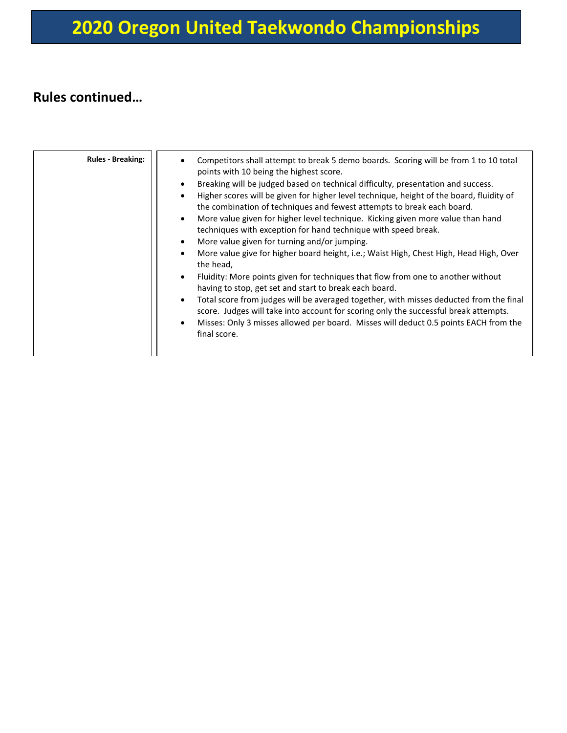# 2020 Oregon United Taekwondo Championships

## Rules continued…

| Rules - Breaking: | |
|---|---|
| | • Competitors shall attempt to break 5 demo boards. Scoring will be from 1 to 10 total points with 10 being the highest score.<br>• Breaking will be judged based on technical difficulty, presentation and success.<br>• Higher scores will be given for higher level technique, height of the board, fluidity of the combination of techniques and fewest attempts to break each board.<br>• More value given for higher level technique. Kicking given more value than hand techniques with exception for hand technique with speed break.<br>• More value given for turning and/or jumping.<br>• More value give for higher board height, i.e.; Waist High, Chest High, Head High, Over the head,<br>• Fluidity: More points given for techniques that flow from one to another without having to stop, get set and start to break each board.<br>• Total score from judges will be averaged together, with misses deducted from the final score. Judges will take into account for scoring only the successful break attempts.<br>• Misses: Only 3 misses allowed per board. Misses will deduct 0.5 points EACH from the final score. |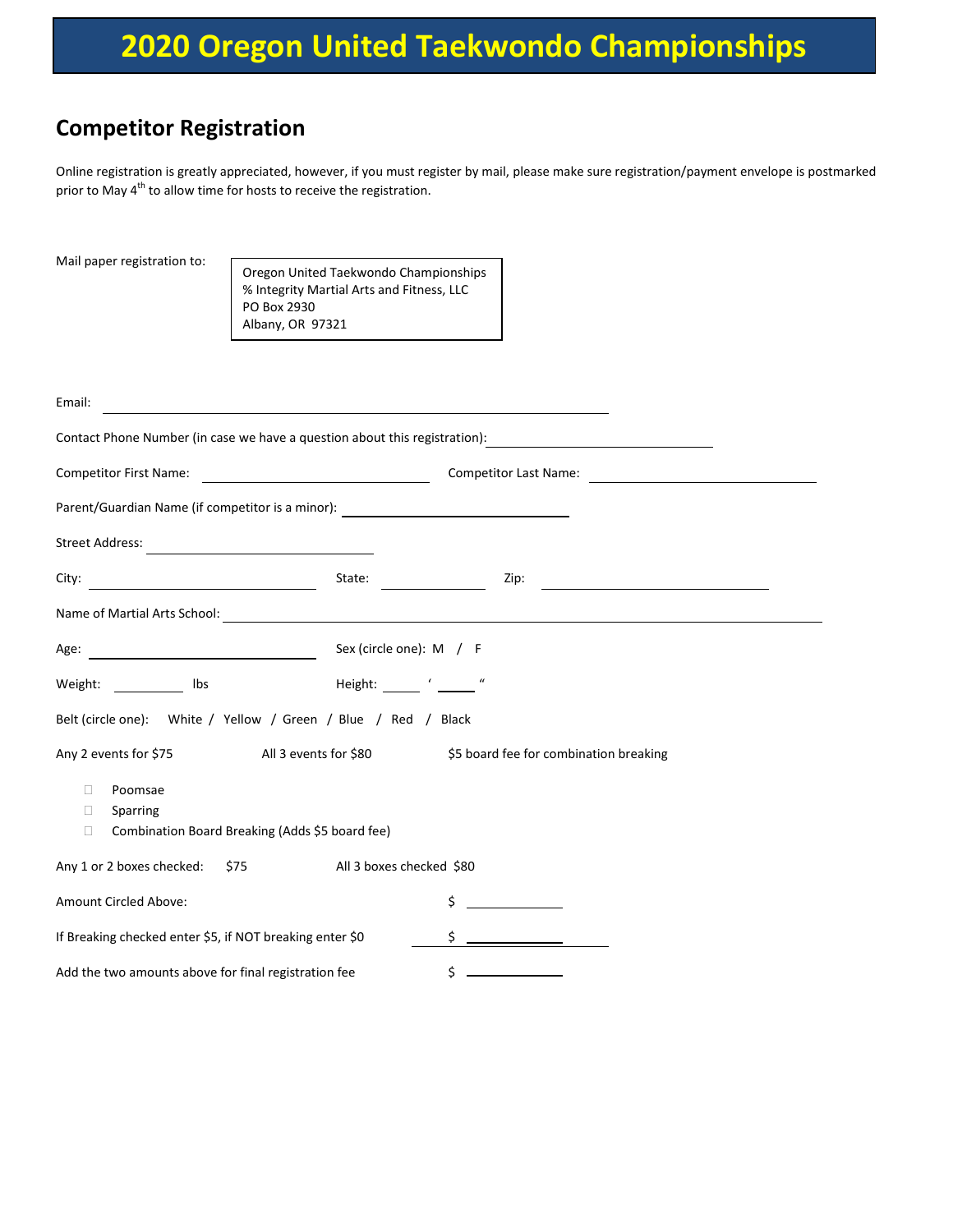# 2020 Oregon United Taekwondo Championships

## Competitor Registration

Online registration is greatly appreciated, however, if you must register by mail, please make sure registration/payment envelope is postmarked prior to May 4th to allow time for hosts to receive the registration.

Mail paper registration to:

> Oregon United Taekwondo Championships
> % Integrity Martial Arts and Fitness, LLC
> PO Box 2930
> Albany, OR 97321

Email: ______________________________

Contact Phone Number (in case we have a question about this registration): ______________________________

Competitor First Name: ______________________ Competitor Last Name: ______________________

Parent/Guardian Name (if competitor is a minor): ______________________

Street Address: ______________________

City: ______________________ State: __________ Zip: ______________________

Name of Martial Arts School: ______________________________

Age: ______________________ Sex (circle one): M / F

Weight: ________ lbs Height: _____ ' _____ "

Belt (circle one): White / Yellow / Green / Blue / Red / Black

Any 2 events for $75 All 3 events for $80 $5 board fee for combination breaking

- ☐ Poomsae
- ☐ Sparring
- ☐ Combination Board Breaking (Adds $5 board fee)

Any 1 or 2 boxes checked: $75 All 3 boxes checked $80

Amount Circled Above: $ __________

If Breaking checked enter $5, if NOT breaking enter $0 $ __________

Add the two amounts above for final registration fee $ __________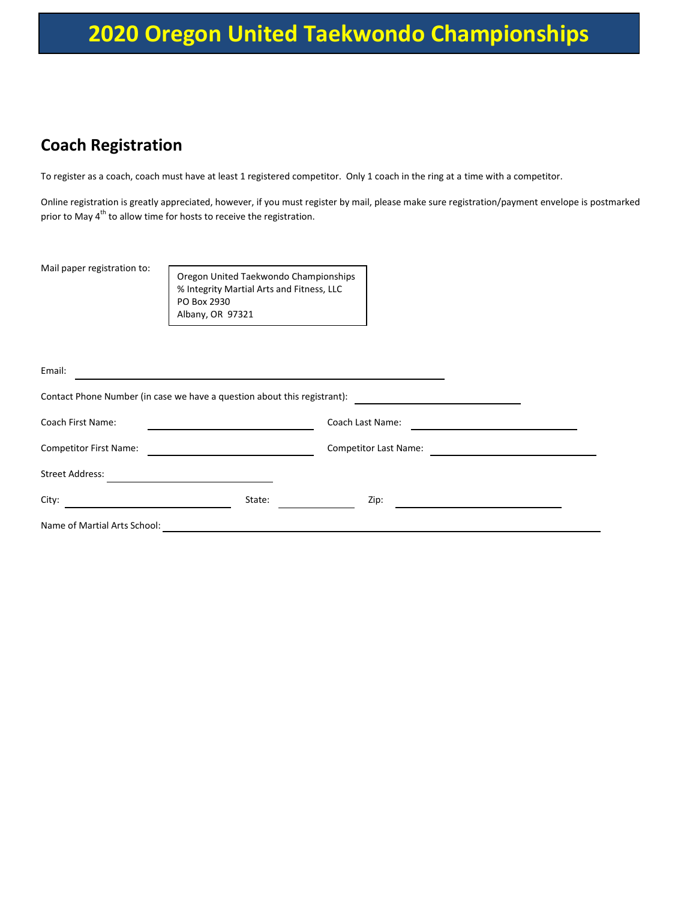# 2020 Oregon United Taekwondo Championships

## Coach Registration

To register as a coach, coach must have at least 1 registered competitor. Only 1 coach in the ring at a time with a competitor.

Online registration is greatly appreciated, however, if you must register by mail, please make sure registration/payment envelope is postmarked prior to May 4th to allow time for hosts to receive the registration.

Mail paper registration to:

Oregon United Taekwondo Championships
% Integrity Martial Arts and Fitness, LLC
PO Box 2930
Albany, OR 97321

Email: ______________________________

Contact Phone Number (in case we have a question about this registrant): ______________

Coach First Name: ______________ Coach Last Name: ______________

Competitor First Name: ______________ Competitor Last Name: ______________

Street Address: ______________

City: ______________ State: ________ Zip: ______________

Name of Martial Arts School: ______________________________